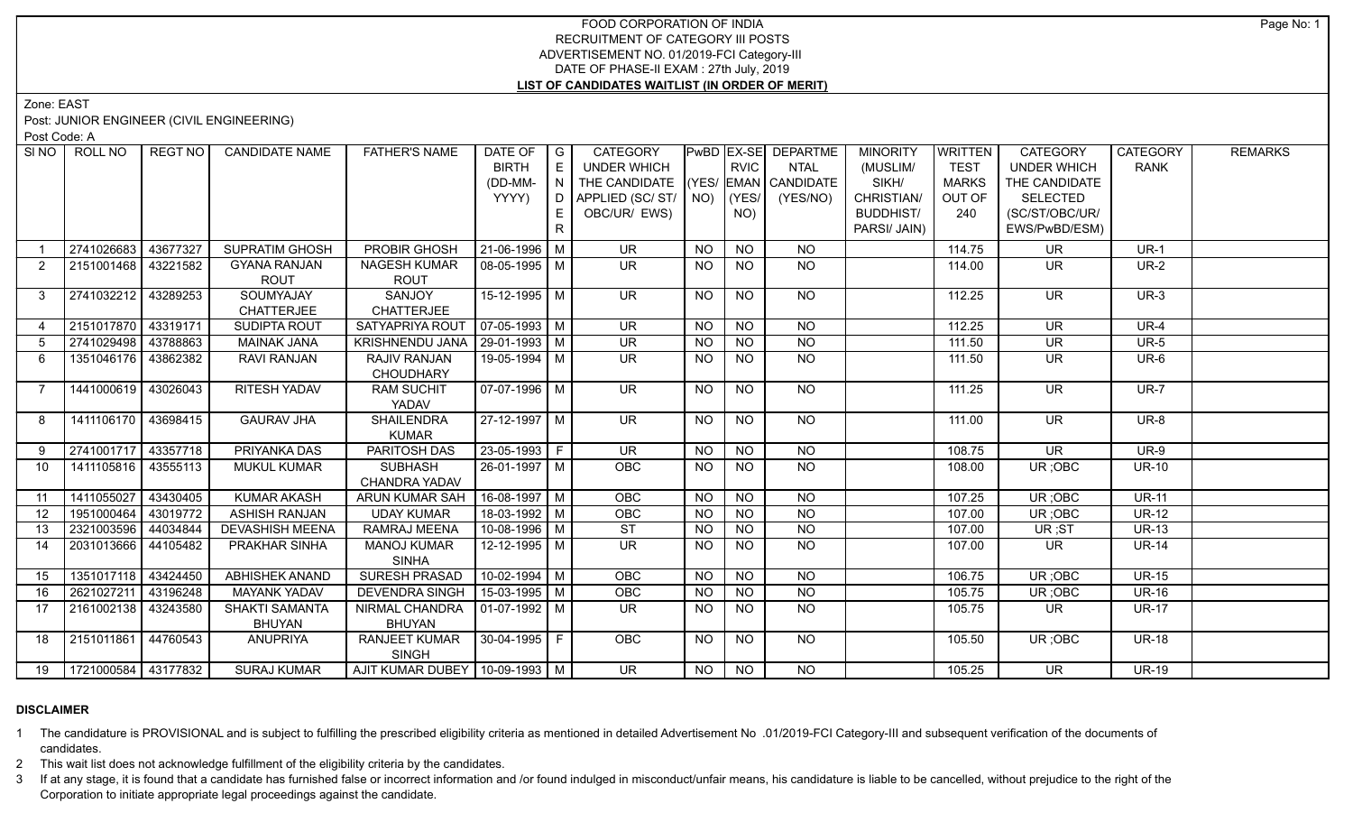# FOOD CORPORATION OF INDIA
## RECRUITMENT OF CATEGORY III POSTS
## ADVERTISEMENT NO. 01/2019-FCI Category-III
## DATE OF PHASE-II EXAM : 27th July, 2019
## LIST OF CANDIDATES WAITLIST (IN ORDER OF MERIT)

Zone: EAST

Post: JUNIOR ENGINEER (CIVIL ENGINEERING)

Post Code: A

| SI NO | ROLL NO | REGT NO | CANDIDATE NAME | FATHER'S NAME | DATE OF BIRTH (DD-MM-YYYY) | GENDER | CATEGORY UNDER WHICH THE CANDIDATE APPLIED (SC/ ST/ OBC/UR/ EWS) | PwBD (YES/ NO) | EX-SERVICEMAN (YES/ NO) | DEPARTMENTAL CANDIDATE (YES/NO) | MINORITY (MUSLIM/ SIKH/ CHRISTIAN/ BUDDHIST/ PARSI/ JAIN) | WRITTEN TEST MARKS OUT OF 240 | CATEGORY UNDER WHICH THE CANDIDATE SELECTED (SC/ST/OBC/UR/ EWS/PwBD/ESM) | CATEGORY RANK | REMARKS |
|---|---|---|---|---|---|---|---|---|---|---|---|---|---|---|---|
| 1 | 2741026683 | 43677327 | SUPRATIM GHOSH | PROBIR GHOSH | 21-06-1996 | M | UR | NO | NO | NO | | 114.75 | UR | UR-1 | |
| 2 | 2151001468 | 43221582 | GYANA RANJAN ROUT | NAGESH KUMAR ROUT | 08-05-1995 | M | UR | NO | NO | NO | | 114.00 | UR | UR-2 | |
| 3 | 2741032212 | 43289253 | SOUMYAJAY CHATTERJEE | SANJOY CHATTERJEE | 15-12-1995 | M | UR | NO | NO | NO | | 112.25 | UR | UR-3 | |
| 4 | 2151017870 | 43319171 | SUDIPTA ROUT | SATYAPRIYA ROUT | 07-05-1993 | M | UR | NO | NO | NO | | 112.25 | UR | UR-4 | |
| 5 | 2741029498 | 43788863 | MAINAK JANA | KRISHNENDU JANA | 29-01-1993 | M | UR | NO | NO | NO | | 111.50 | UR | UR-5 | |
| 6 | 1351046176 | 43862382 | RAVI RANJAN | RAJIV RANJAN CHOUDHARY | 19-05-1994 | M | UR | NO | NO | NO | | 111.50 | UR | UR-6 | |
| 7 | 1441000619 | 43026043 | RITESH YADAV | RAM SUCHIT YADAV | 07-07-1996 | M | UR | NO | NO | NO | | 111.25 | UR | UR-7 | |
| 8 | 1411106170 | 43698415 | GAURAV JHA | SHAILENDRA KUMAR | 27-12-1997 | M | UR | NO | NO | NO | | 111.00 | UR | UR-8 | |
| 9 | 2741001717 | 43357718 | PRIYANKA DAS | PARITOSH DAS | 23-05-1993 | F | UR | NO | NO | NO | | 108.75 | UR | UR-9 | |
| 10 | 1411105816 | 43555113 | MUKUL KUMAR | SUBHASH CHANDRA YADAV | 26-01-1997 | M | OBC | NO | NO | NO | | 108.00 | UR ;OBC | UR-10 | |
| 11 | 1411055027 | 43430405 | KUMAR AKASH | ARUN KUMAR SAH | 16-08-1997 | M | OBC | NO | NO | NO | | 107.25 | UR ;OBC | UR-11 | |
| 12 | 1951000464 | 43019772 | ASHISH RANJAN | UDAY KUMAR | 18-03-1992 | M | OBC | NO | NO | NO | | 107.00 | UR ;OBC | UR-12 | |
| 13 | 2321003596 | 44034844 | DEVASHISH MEENA | RAMRAJ MEENA | 10-08-1996 | M | ST | NO | NO | NO | | 107.00 | UR ;ST | UR-13 | |
| 14 | 2031013666 | 44105482 | PRAKHAR SINHA | MANOJ KUMAR SINHA | 12-12-1995 | M | UR | NO | NO | NO | | 107.00 | UR | UR-14 | |
| 15 | 1351017118 | 43424450 | ABHISHEK ANAND | SURESH PRASAD | 10-02-1994 | M | OBC | NO | NO | NO | | 106.75 | UR ;OBC | UR-15 | |
| 16 | 2621027211 | 43196248 | MAYANK YADAV | DEVENDRA SINGH | 15-03-1995 | M | OBC | NO | NO | NO | | 105.75 | UR ;OBC | UR-16 | |
| 17 | 2161002138 | 43243580 | SHAKTI SAMANTA BHUYAN | NIRMAL CHANDRA BHUYAN | 01-07-1992 | M | UR | NO | NO | NO | | 105.75 | UR | UR-17 | |
| 18 | 2151011861 | 44760543 | ANUPRIYA | RANJEET KUMAR SINGH | 30-04-1995 | F | OBC | NO | NO | NO | | 105.50 | UR ;OBC | UR-18 | |
| 19 | 1721000584 | 43177832 | SURAJ KUMAR | AJIT KUMAR DUBEY | 10-09-1993 | M | UR | NO | NO | NO | | 105.25 | UR | UR-19 | |

**DISCLAIMER**

1. The candidature is PROVISIONAL and is subject to fulfilling the prescribed eligibility criteria as mentioned in detailed Advertisement No .01/2019-FCI Category-III and subsequent verification of the documents of candidates.
2. This wait list does not acknowledge fulfillment of the eligibility criteria by the candidates.
3. If at any stage, it is found that a candidate has furnished false or incorrect information and /or found indulged in misconduct/unfair means, his candidature is liable to be cancelled, without prejudice to the right of the Corporation to initiate appropriate legal proceedings against the candidate.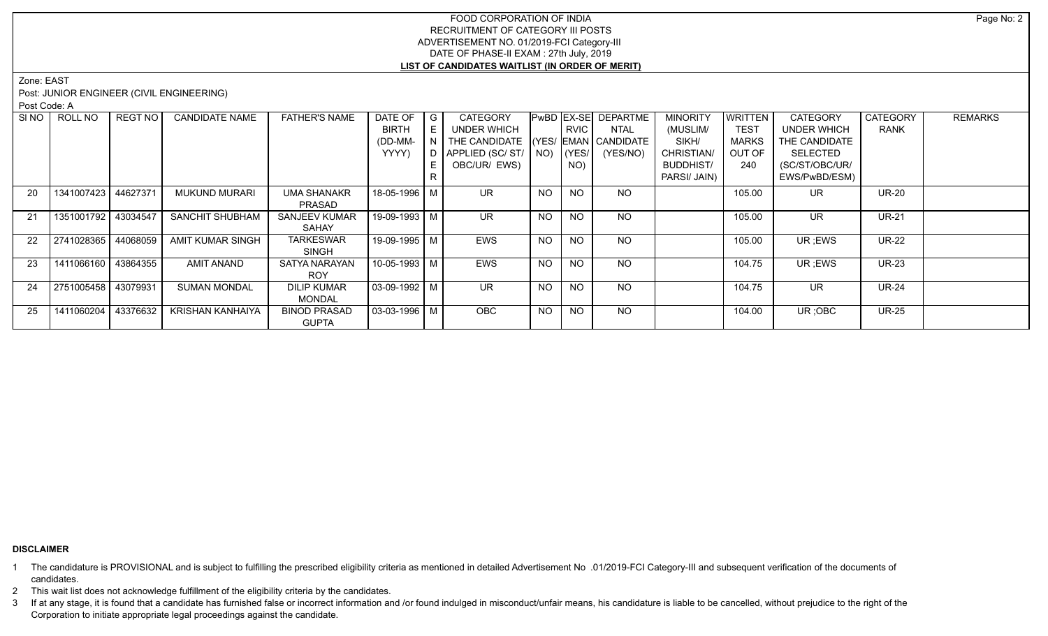FOOD CORPORATION OF INDIA
RECRUITMENT OF CATEGORY III POSTS
ADVERTISEMENT NO. 01/2019-FCI Category-III
DATE OF PHASE-II EXAM : 27th July, 2019

**LIST OF CANDIDATES WAITLIST (IN ORDER OF MERIT)**

Zone: EAST

Post: JUNIOR ENGINEER (CIVIL ENGINEERING)

Post Code: A

| SI NO | ROLL NO | REGT NO | CANDIDATE NAME | FATHER'S NAME | DATE OF BIRTH (DD-MM-YYYY) | GENDER | CATEGORY UNDER WHICH THE CANDIDATE APPLIED (SC/ ST/ OBC/UR/ EWS) | PwBD (YES/ NO) | EX-SERVICEMAN (YES/ NO) | DEPARTMENTAL CANDIDATE (YES/NO) | MINORITY (MUSLIM/ SIKH/ CHRISTIAN/ BUDDHIST/ PARSI/ JAIN) | WRITTEN TEST MARKS OUT OF 240 | CATEGORY UNDER WHICH THE CANDIDATE SELECTED (SC/ST/OBC/UR/ EWS/PwBD/ESM) | CATEGORY RANK | REMARKS |
|---|---|---|---|---|---|---|---|---|---|---|---|---|---|---|---|
| 20 | 1341007423 | 44627371 | MUKUND MURARI | UMA SHANAKR PRASAD | 18-05-1996 | M | UR | NO | NO | NO | | 105.00 | UR | UR-20 | |
| 21 | 1351001792 | 43034547 | SANCHIT SHUBHAM | SANJEEV KUMAR SAHAY | 19-09-1993 | M | UR | NO | NO | NO | | 105.00 | UR | UR-21 | |
| 22 | 2741028365 | 44068059 | AMIT KUMAR SINGH | TARKESWAR SINGH | 19-09-1995 | M | EWS | NO | NO | NO | | 105.00 | UR ;EWS | UR-22 | |
| 23 | 1411066160 | 43864355 | AMIT ANAND | SATYA NARAYAN ROY | 10-05-1993 | M | EWS | NO | NO | NO | | 104.75 | UR ;EWS | UR-23 | |
| 24 | 2751005458 | 43079931 | SUMAN MONDAL | DILIP KUMAR MONDAL | 03-09-1992 | M | UR | NO | NO | NO | | 104.75 | UR | UR-24 | |
| 25 | 1411060204 | 43376632 | KRISHAN KANHAIYA | BINOD PRASAD GUPTA | 03-03-1996 | M | OBC | NO | NO | NO | | 104.00 | UR ;OBC | UR-25 | |

**DISCLAIMER**

1. The candidature is PROVISIONAL and is subject to fulfilling the prescribed eligibility criteria as mentioned in detailed Advertisement No .01/2019-FCI Category-III and subsequent verification of the documents of candidates.
2. This wait list does not acknowledge fulfillment of the eligibility criteria by the candidates.
3. If at any stage, it is found that a candidate has furnished false or incorrect information and /or found indulged in misconduct/unfair means, his candidature is liable to be cancelled, without prejudice to the right of the Corporation to initiate appropriate legal proceedings against the candidate.